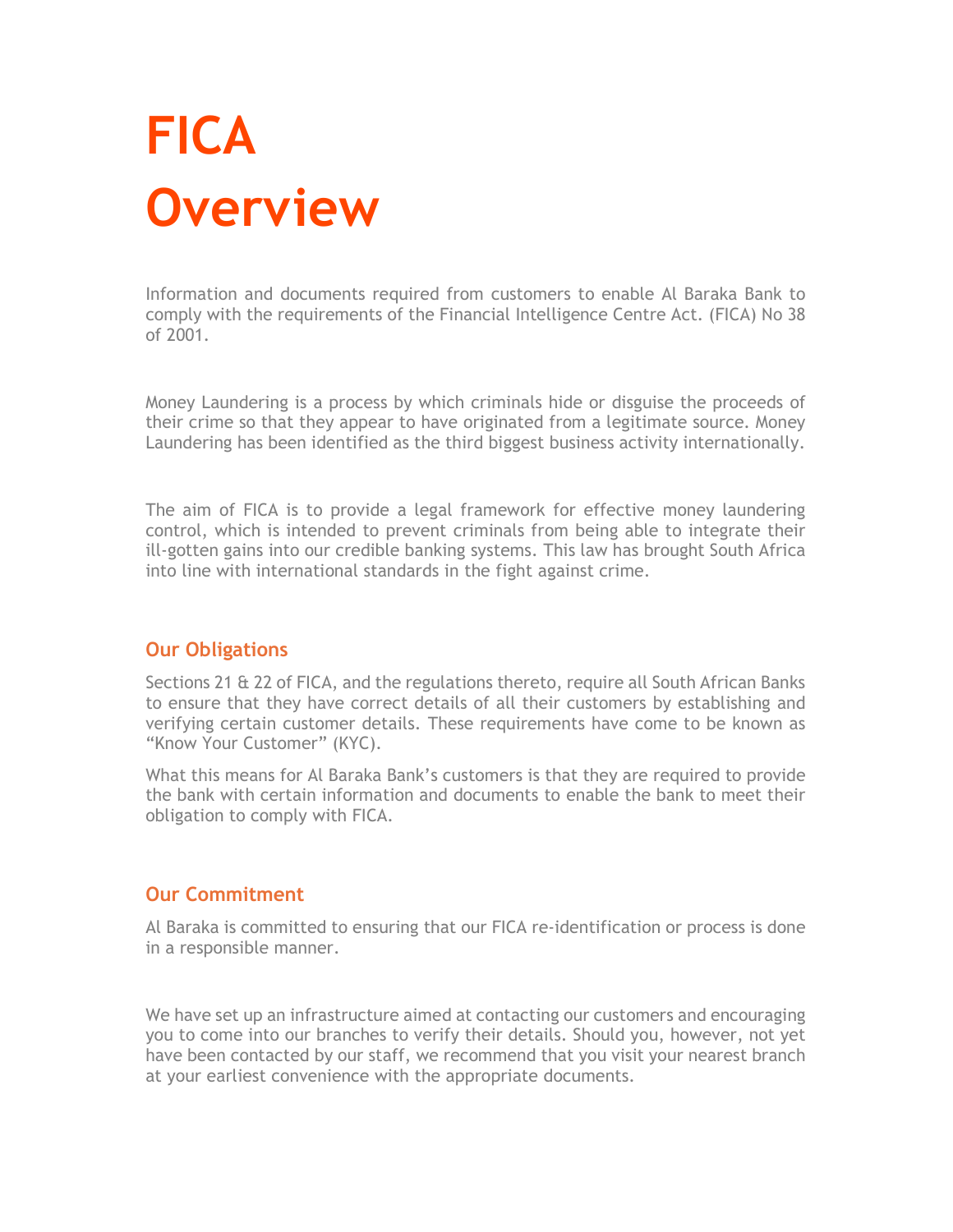# FICA Overview

Information and documents required from customers to enable Al Baraka Bank to comply with the requirements of the Financial Intelligence Centre Act. (FICA) No 38 of 2001.

Money Laundering is a process by which criminals hide or disguise the proceeds of their crime so that they appear to have originated from a legitimate source. Money Laundering has been identified as the third biggest business activity internationally.

The aim of FICA is to provide a legal framework for effective money laundering control, which is intended to prevent criminals from being able to integrate their ill-gotten gains into our credible banking systems. This law has brought South Africa into line with international standards in the fight against crime.

## Our Obligations

Sections 21 & 22 of FICA, and the regulations thereto, require all South African Banks to ensure that they have correct details of all their customers by establishing and verifying certain customer details. These requirements have come to be known as "Know Your Customer" (KYC).

What this means for Al Baraka Bank's customers is that they are required to provide the bank with certain information and documents to enable the bank to meet their obligation to comply with FICA.

## Our Commitment

Al Baraka is committed to ensuring that our FICA re-identification or process is done in a responsible manner.

We have set up an infrastructure aimed at contacting our customers and encouraging you to come into our branches to verify their details. Should you, however, not yet have been contacted by our staff, we recommend that you visit your nearest branch at your earliest convenience with the appropriate documents.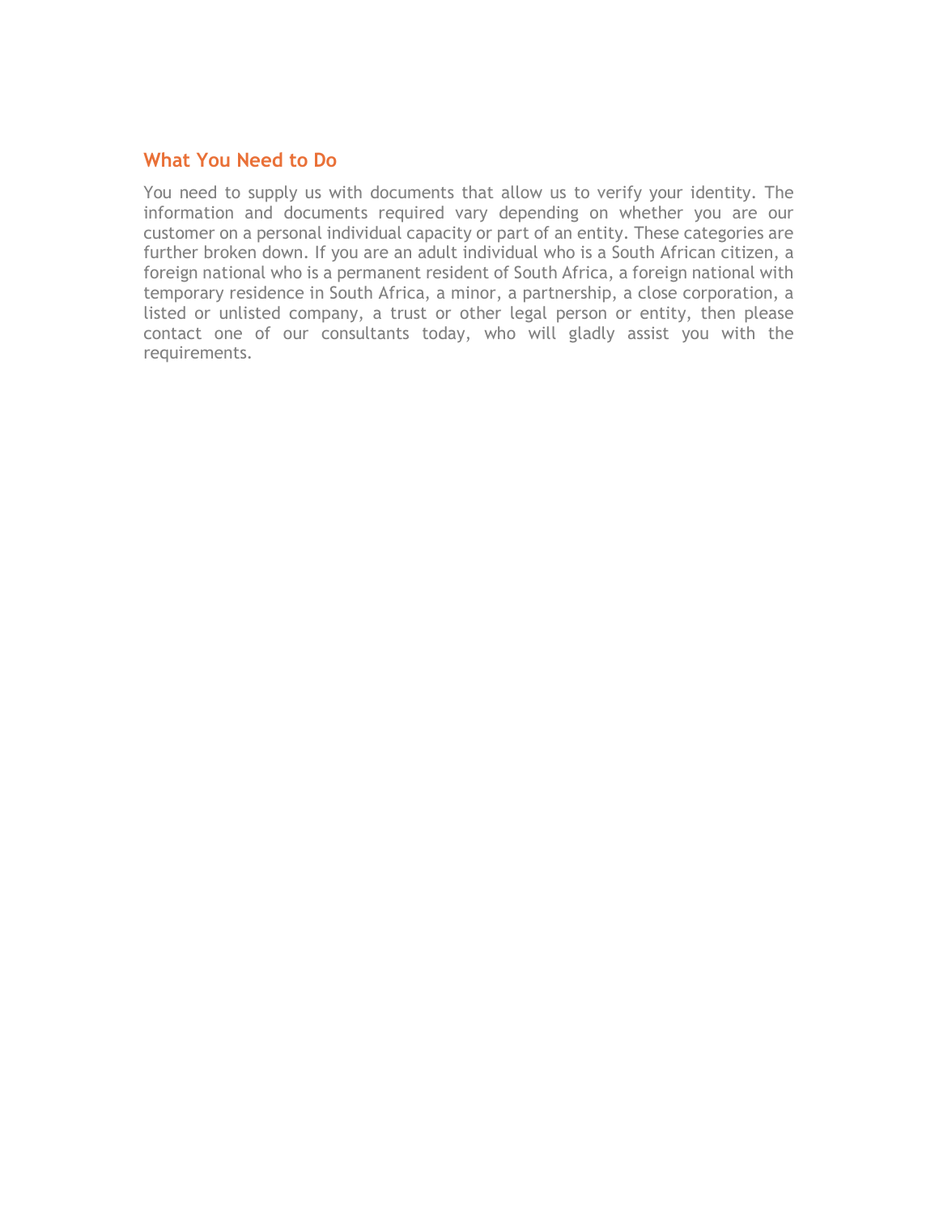## What You Need to Do

You need to supply us with documents that allow us to verify your identity. The information and documents required vary depending on whether you are our customer on a personal individual capacity or part of an entity. These categories are further broken down. If you are an adult individual who is a South African citizen, a foreign national who is a permanent resident of South Africa, a foreign national with temporary residence in South Africa, a minor, a partnership, a close corporation, a listed or unlisted company, a trust or other legal person or entity, then please contact one of our consultants today, who will gladly assist you with the requirements.